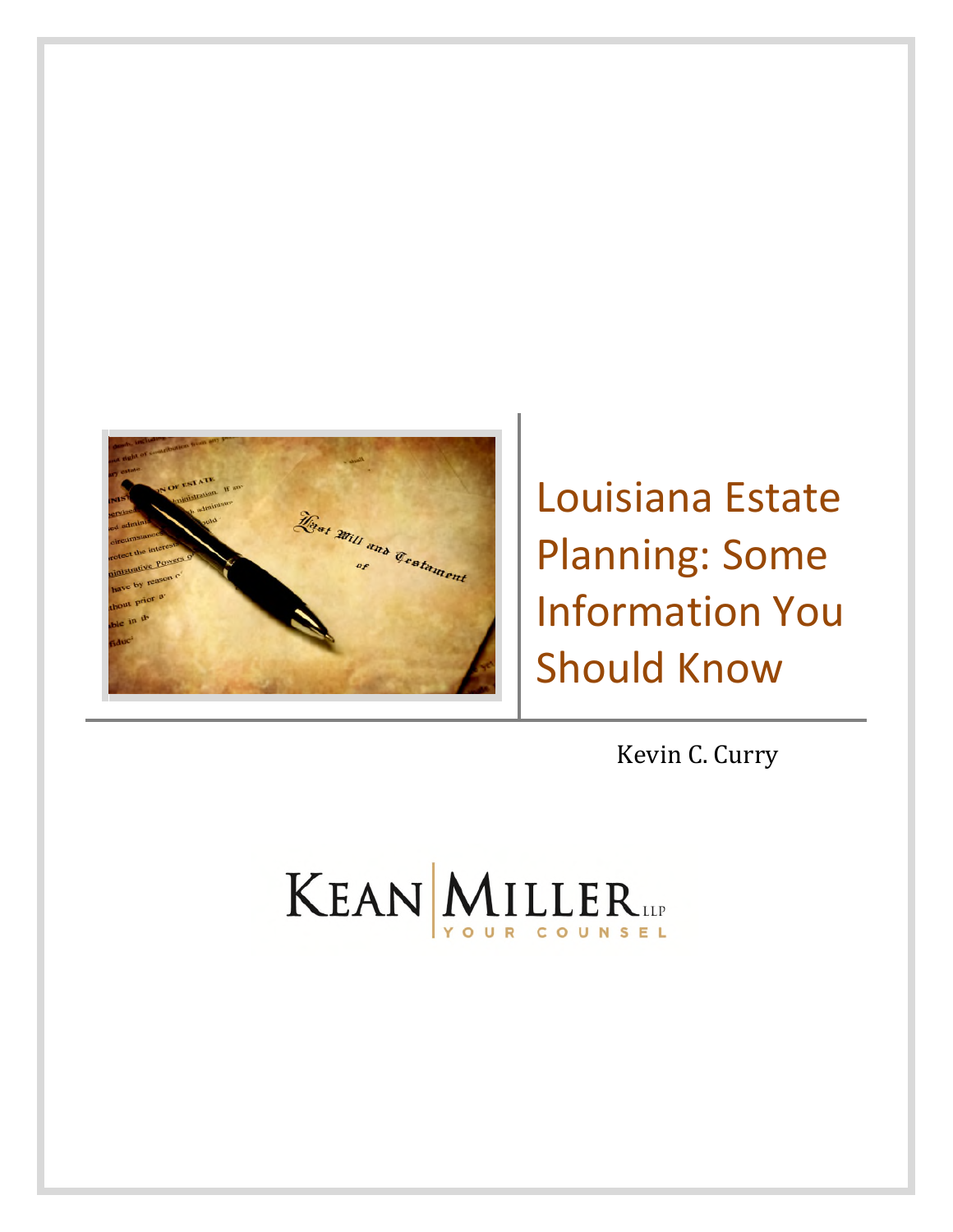# Louisiana Estate Planning: Some Information You Should Know

Kevin C. Curry

KEAN MILLER LLP

YOUR COUNSEL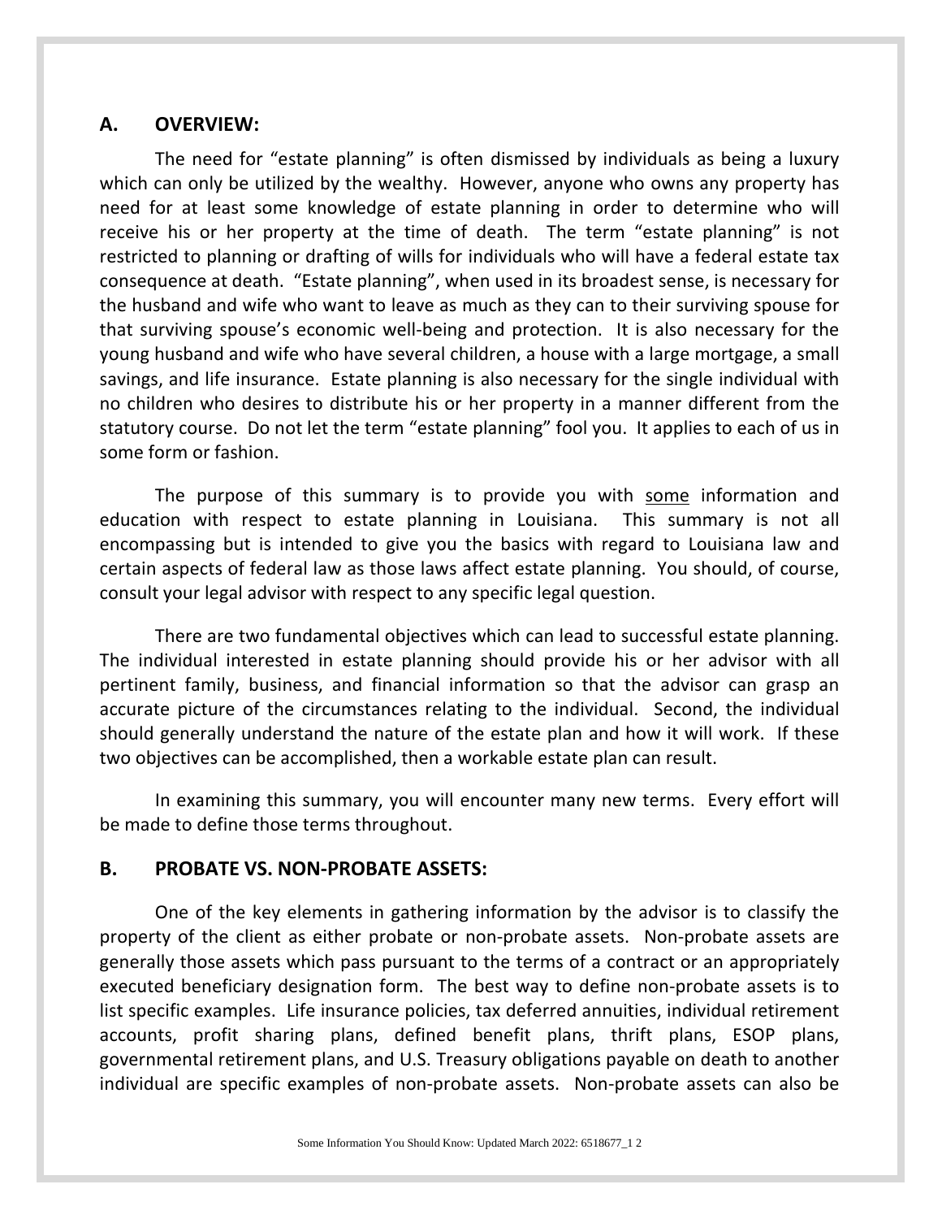## A. OVERVIEW:

The need for "estate planning" is often dismissed by individuals as being a luxury which can only be utilized by the wealthy. However, anyone who owns any property has need for at least some knowledge of estate planning in order to determine who will receive his or her property at the time of death. The term "estate planning" is not restricted to planning or drafting of wills for individuals who will have a federal estate tax consequence at death. "Estate planning", when used in its broadest sense, is necessary for the husband and wife who want to leave as much as they can to their surviving spouse for that surviving spouse's economic well-being and protection. It is also necessary for the young husband and wife who have several children, a house with a large mortgage, a small savings, and life insurance. Estate planning is also necessary for the single individual with no children who desires to distribute his or her property in a manner different from the statutory course. Do not let the term "estate planning" fool you. It applies to each of us in some form or fashion.

The purpose of this summary is to provide you with <u>some</u> information and education with respect to estate planning in Louisiana. This summary is not all encompassing but is intended to give you the basics with regard to Louisiana law and certain aspects of federal law as those laws affect estate planning. You should, of course, consult your legal advisor with respect to any specific legal question.

There are two fundamental objectives which can lead to successful estate planning. The individual interested in estate planning should provide his or her advisor with all pertinent family, business, and financial information so that the advisor can grasp an accurate picture of the circumstances relating to the individual. Second, the individual should generally understand the nature of the estate plan and how it will work. If these two objectives can be accomplished, then a workable estate plan can result.

In examining this summary, you will encounter many new terms. Every effort will be made to define those terms throughout.

## B. PROBATE VS. NON-PROBATE ASSETS:

One of the key elements in gathering information by the advisor is to classify the property of the client as either probate or non-probate assets. Non-probate assets are generally those assets which pass pursuant to the terms of a contract or an appropriately executed beneficiary designation form. The best way to define non-probate assets is to list specific examples. Life insurance policies, tax deferred annuities, individual retirement accounts, profit sharing plans, defined benefit plans, thrift plans, ESOP plans, governmental retirement plans, and U.S. Treasury obligations payable on death to another individual are specific examples of non-probate assets. Non-probate assets can also be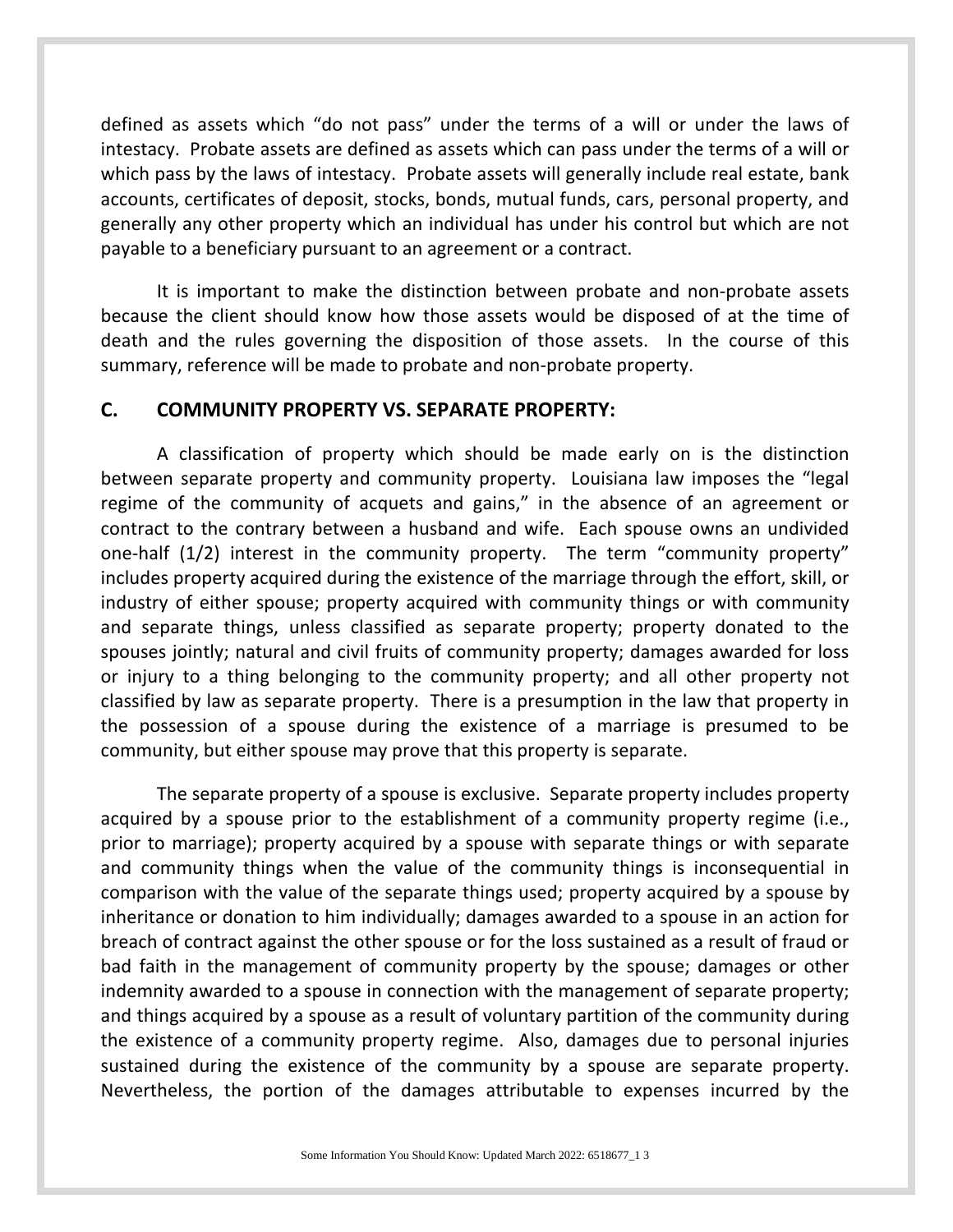defined as assets which "do not pass" under the terms of a will or under the laws of intestacy. Probate assets are defined as assets which can pass under the terms of a will or which pass by the laws of intestacy. Probate assets will generally include real estate, bank accounts, certificates of deposit, stocks, bonds, mutual funds, cars, personal property, and generally any other property which an individual has under his control but which are not payable to a beneficiary pursuant to an agreement or a contract.

It is important to make the distinction between probate and non-probate assets because the client should know how those assets would be disposed of at the time of death and the rules governing the disposition of those assets. In the course of this summary, reference will be made to probate and non-probate property.

## C. COMMUNITY PROPERTY VS. SEPARATE PROPERTY:

A classification of property which should be made early on is the distinction between separate property and community property. Louisiana law imposes the "legal regime of the community of acquets and gains," in the absence of an agreement or contract to the contrary between a husband and wife. Each spouse owns an undivided one-half (1/2) interest in the community property. The term "community property" includes property acquired during the existence of the marriage through the effort, skill, or industry of either spouse; property acquired with community things or with community and separate things, unless classified as separate property; property donated to the spouses jointly; natural and civil fruits of community property; damages awarded for loss or injury to a thing belonging to the community property; and all other property not classified by law as separate property. There is a presumption in the law that property in the possession of a spouse during the existence of a marriage is presumed to be community, but either spouse may prove that this property is separate.

The separate property of a spouse is exclusive. Separate property includes property acquired by a spouse prior to the establishment of a community property regime (i.e., prior to marriage); property acquired by a spouse with separate things or with separate and community things when the value of the community things is inconsequential in comparison with the value of the separate things used; property acquired by a spouse by inheritance or donation to him individually; damages awarded to a spouse in an action for breach of contract against the other spouse or for the loss sustained as a result of fraud or bad faith in the management of community property by the spouse; damages or other indemnity awarded to a spouse in connection with the management of separate property; and things acquired by a spouse as a result of voluntary partition of the community during the existence of a community property regime. Also, damages due to personal injuries sustained during the existence of the community by a spouse are separate property. Nevertheless, the portion of the damages attributable to expenses incurred by the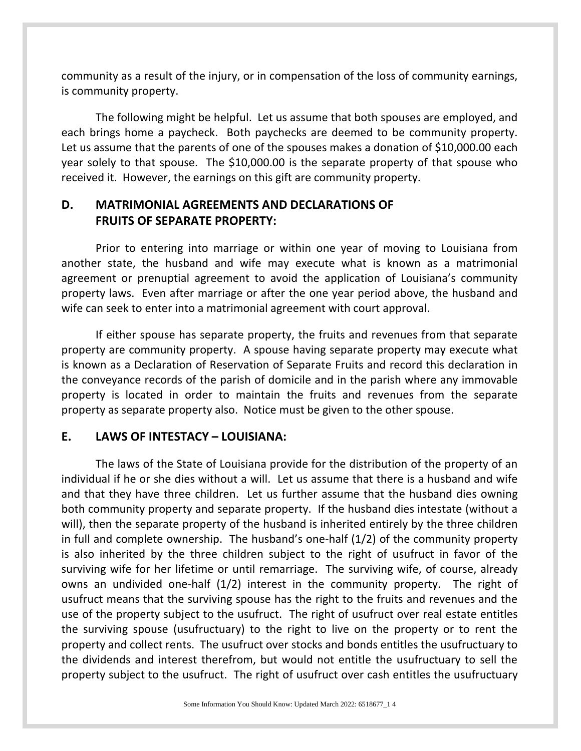community as a result of the injury, or in compensation of the loss of community earnings, is community property.

The following might be helpful. Let us assume that both spouses are employed, and each brings home a paycheck. Both paychecks are deemed to be community property. Let us assume that the parents of one of the spouses makes a donation of $10,000.00 each year solely to that spouse. The $10,000.00 is the separate property of that spouse who received it. However, the earnings on this gift are community property.

## D. MATRIMONIAL AGREEMENTS AND DECLARATIONS OF FRUITS OF SEPARATE PROPERTY:

Prior to entering into marriage or within one year of moving to Louisiana from another state, the husband and wife may execute what is known as a matrimonial agreement or prenuptial agreement to avoid the application of Louisiana's community property laws. Even after marriage or after the one year period above, the husband and wife can seek to enter into a matrimonial agreement with court approval.

If either spouse has separate property, the fruits and revenues from that separate property are community property. A spouse having separate property may execute what is known as a Declaration of Reservation of Separate Fruits and record this declaration in the conveyance records of the parish of domicile and in the parish where any immovable property is located in order to maintain the fruits and revenues from the separate property as separate property also. Notice must be given to the other spouse.

## E. LAWS OF INTESTACY – LOUISIANA:

The laws of the State of Louisiana provide for the distribution of the property of an individual if he or she dies without a will. Let us assume that there is a husband and wife and that they have three children. Let us further assume that the husband dies owning both community property and separate property. If the husband dies intestate (without a will), then the separate property of the husband is inherited entirely by the three children in full and complete ownership. The husband's one-half (1/2) of the community property is also inherited by the three children subject to the right of usufruct in favor of the surviving wife for her lifetime or until remarriage. The surviving wife, of course, already owns an undivided one-half (1/2) interest in the community property. The right of usufruct means that the surviving spouse has the right to the fruits and revenues and the use of the property subject to the usufruct. The right of usufruct over real estate entitles the surviving spouse (usufructuary) to the right to live on the property or to rent the property and collect rents. The usufruct over stocks and bonds entitles the usufructuary to the dividends and interest therefrom, but would not entitle the usufructuary to sell the property subject to the usufruct. The right of usufruct over cash entitles the usufructuary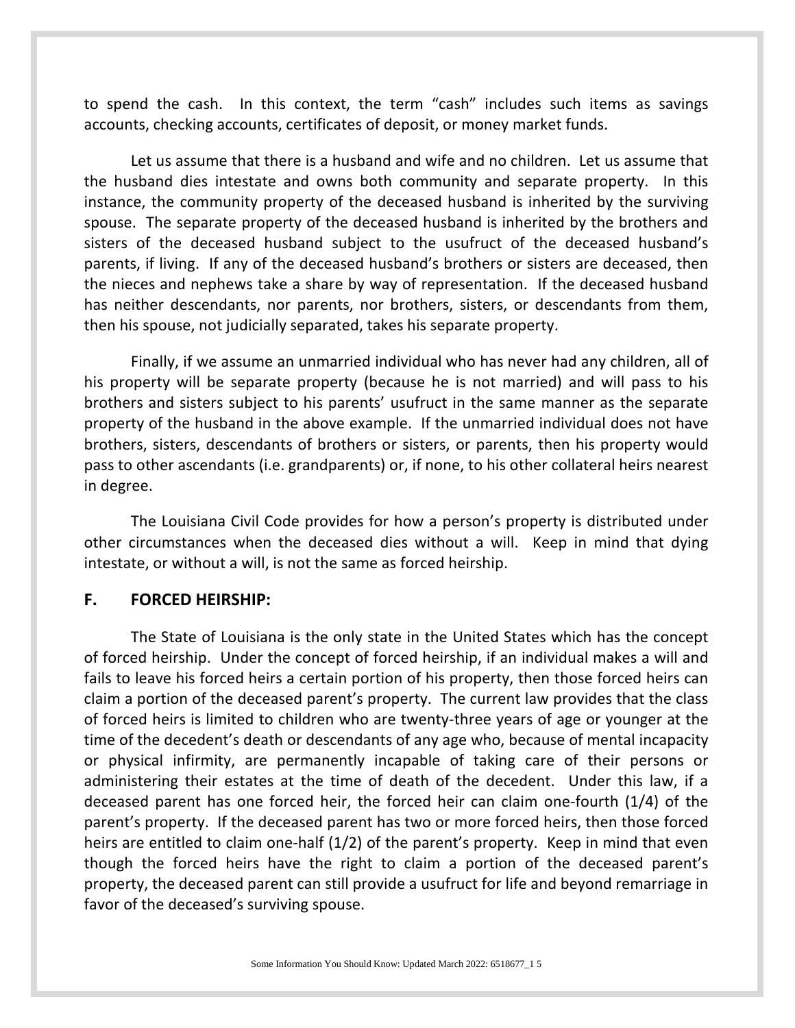to spend the cash. In this context, the term "cash" includes such items as savings accounts, checking accounts, certificates of deposit, or money market funds.

Let us assume that there is a husband and wife and no children. Let us assume that the husband dies intestate and owns both community and separate property. In this instance, the community property of the deceased husband is inherited by the surviving spouse. The separate property of the deceased husband is inherited by the brothers and sisters of the deceased husband subject to the usufruct of the deceased husband's parents, if living. If any of the deceased husband's brothers or sisters are deceased, then the nieces and nephews take a share by way of representation. If the deceased husband has neither descendants, nor parents, nor brothers, sisters, or descendants from them, then his spouse, not judicially separated, takes his separate property.

Finally, if we assume an unmarried individual who has never had any children, all of his property will be separate property (because he is not married) and will pass to his brothers and sisters subject to his parents' usufruct in the same manner as the separate property of the husband in the above example. If the unmarried individual does not have brothers, sisters, descendants of brothers or sisters, or parents, then his property would pass to other ascendants (i.e. grandparents) or, if none, to his other collateral heirs nearest in degree.

The Louisiana Civil Code provides for how a person's property is distributed under other circumstances when the deceased dies without a will. Keep in mind that dying intestate, or without a will, is not the same as forced heirship.

## F. FORCED HEIRSHIP:

The State of Louisiana is the only state in the United States which has the concept of forced heirship. Under the concept of forced heirship, if an individual makes a will and fails to leave his forced heirs a certain portion of his property, then those forced heirs can claim a portion of the deceased parent's property. The current law provides that the class of forced heirs is limited to children who are twenty-three years of age or younger at the time of the decedent's death or descendants of any age who, because of mental incapacity or physical infirmity, are permanently incapable of taking care of their persons or administering their estates at the time of death of the decedent. Under this law, if a deceased parent has one forced heir, the forced heir can claim one-fourth (1/4) of the parent's property. If the deceased parent has two or more forced heirs, then those forced heirs are entitled to claim one-half (1/2) of the parent's property. Keep in mind that even though the forced heirs have the right to claim a portion of the deceased parent's property, the deceased parent can still provide a usufruct for life and beyond remarriage in favor of the deceased's surviving spouse.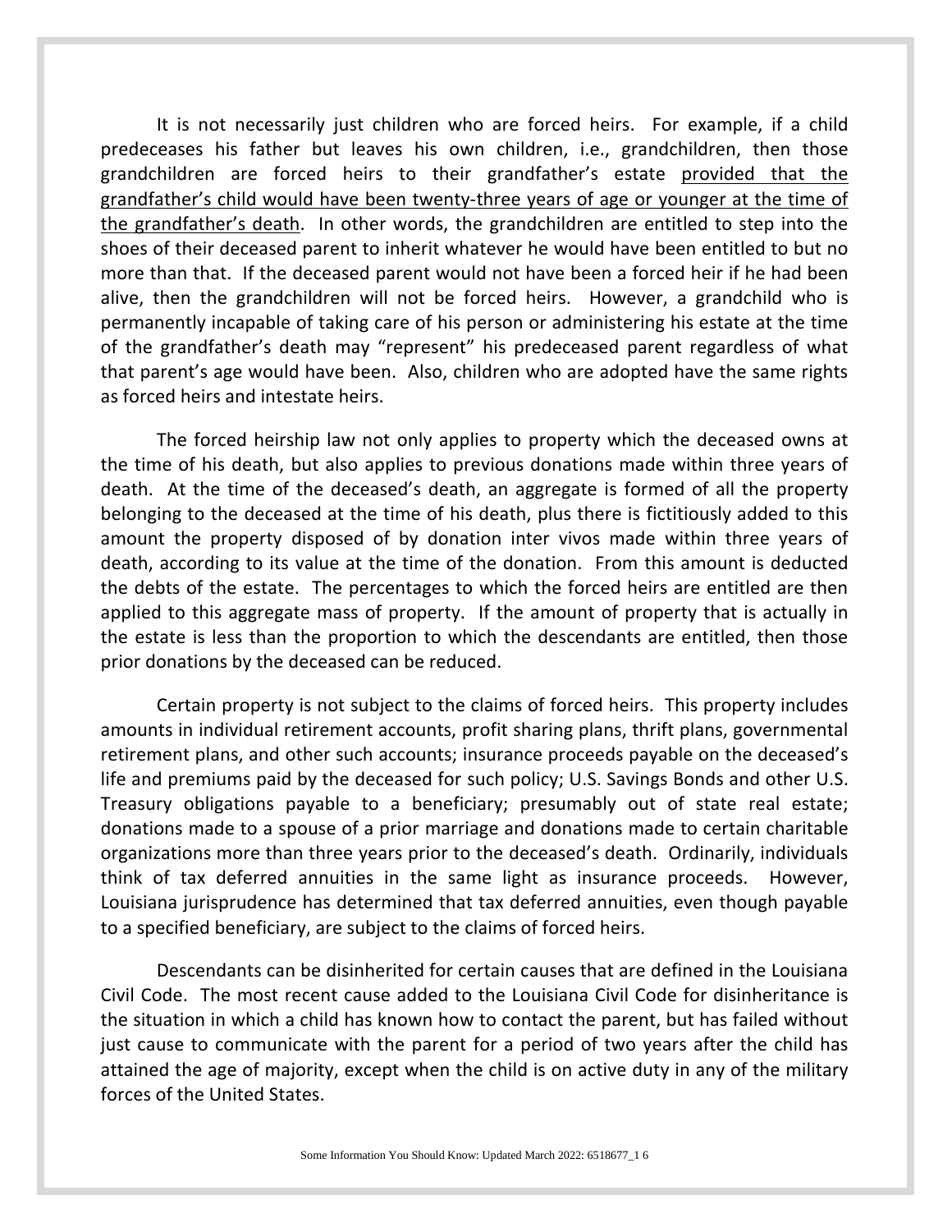It is not necessarily just children who are forced heirs. For example, if a child predeceases his father but leaves his own children, i.e., grandchildren, then those grandchildren are forced heirs to their grandfather's estate <u>provided that the grandfather's child would have been twenty-three years of age or younger at the time of the grandfather's death</u>. In other words, the grandchildren are entitled to step into the shoes of their deceased parent to inherit whatever he would have been entitled to but no more than that. If the deceased parent would not have been a forced heir if he had been alive, then the grandchildren will not be forced heirs. However, a grandchild who is permanently incapable of taking care of his person or administering his estate at the time of the grandfather's death may "represent" his predeceased parent regardless of what that parent's age would have been. Also, children who are adopted have the same rights as forced heirs and intestate heirs.

The forced heirship law not only applies to property which the deceased owns at the time of his death, but also applies to previous donations made within three years of death. At the time of the deceased's death, an aggregate is formed of all the property belonging to the deceased at the time of his death, plus there is fictitiously added to this amount the property disposed of by donation inter vivos made within three years of death, according to its value at the time of the donation. From this amount is deducted the debts of the estate. The percentages to which the forced heirs are entitled are then applied to this aggregate mass of property. If the amount of property that is actually in the estate is less than the proportion to which the descendants are entitled, then those prior donations by the deceased can be reduced.

Certain property is not subject to the claims of forced heirs. This property includes amounts in individual retirement accounts, profit sharing plans, thrift plans, governmental retirement plans, and other such accounts; insurance proceeds payable on the deceased's life and premiums paid by the deceased for such policy; U.S. Savings Bonds and other U.S. Treasury obligations payable to a beneficiary; presumably out of state real estate; donations made to a spouse of a prior marriage and donations made to certain charitable organizations more than three years prior to the deceased's death. Ordinarily, individuals think of tax deferred annuities in the same light as insurance proceeds. However, Louisiana jurisprudence has determined that tax deferred annuities, even though payable to a specified beneficiary, are subject to the claims of forced heirs.

Descendants can be disinherited for certain causes that are defined in the Louisiana Civil Code. The most recent cause added to the Louisiana Civil Code for disinheritance is the situation in which a child has known how to contact the parent, but has failed without just cause to communicate with the parent for a period of two years after the child has attained the age of majority, except when the child is on active duty in any of the military forces of the United States.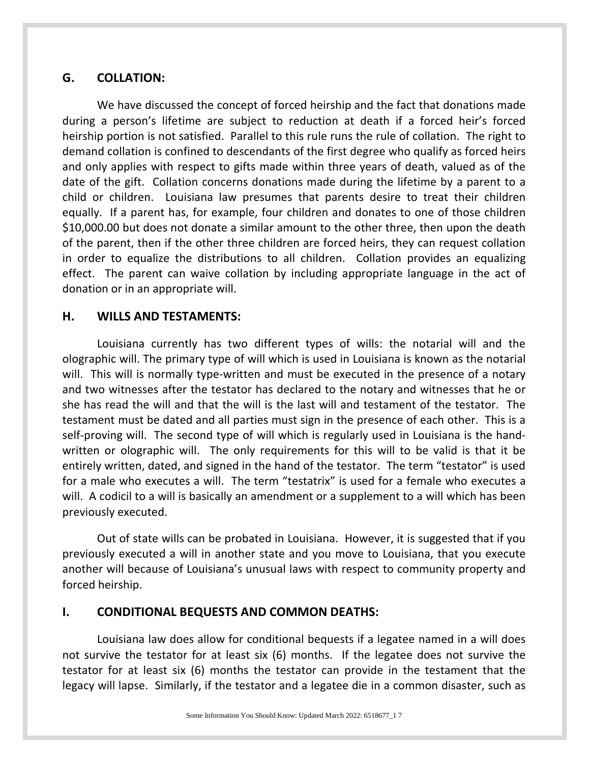## G. COLLATION:

We have discussed the concept of forced heirship and the fact that donations made during a person's lifetime are subject to reduction at death if a forced heir's forced heirship portion is not satisfied. Parallel to this rule runs the rule of collation. The right to demand collation is confined to descendants of the first degree who qualify as forced heirs and only applies with respect to gifts made within three years of death, valued as of the date of the gift. Collation concerns donations made during the lifetime by a parent to a child or children. Louisiana law presumes that parents desire to treat their children equally. If a parent has, for example, four children and donates to one of those children $10,000.00 but does not donate a similar amount to the other three, then upon the death of the parent, then if the other three children are forced heirs, they can request collation in order to equalize the distributions to all children. Collation provides an equalizing effect. The parent can waive collation by including appropriate language in the act of donation or in an appropriate will.

## H. WILLS AND TESTAMENTS:

Louisiana currently has two different types of wills: the notarial will and the olographic will. The primary type of will which is used in Louisiana is known as the notarial will. This will is normally type-written and must be executed in the presence of a notary and two witnesses after the testator has declared to the notary and witnesses that he or she has read the will and that the will is the last will and testament of the testator. The testament must be dated and all parties must sign in the presence of each other. This is a self-proving will. The second type of will which is regularly used in Louisiana is the hand-written or olographic will. The only requirements for this will to be valid is that it be entirely written, dated, and signed in the hand of the testator. The term "testator" is used for a male who executes a will. The term "testatrix" is used for a female who executes a will. A codicil to a will is basically an amendment or a supplement to a will which has been previously executed.

Out of state wills can be probated in Louisiana. However, it is suggested that if you previously executed a will in another state and you move to Louisiana, that you execute another will because of Louisiana's unusual laws with respect to community property and forced heirship.

## I. CONDITIONAL BEQUESTS AND COMMON DEATHS:

Louisiana law does allow for conditional bequests if a legatee named in a will does not survive the testator for at least six (6) months. If the legatee does not survive the testator for at least six (6) months the testator can provide in the testament that the legacy will lapse. Similarly, if the testator and a legatee die in a common disaster, such as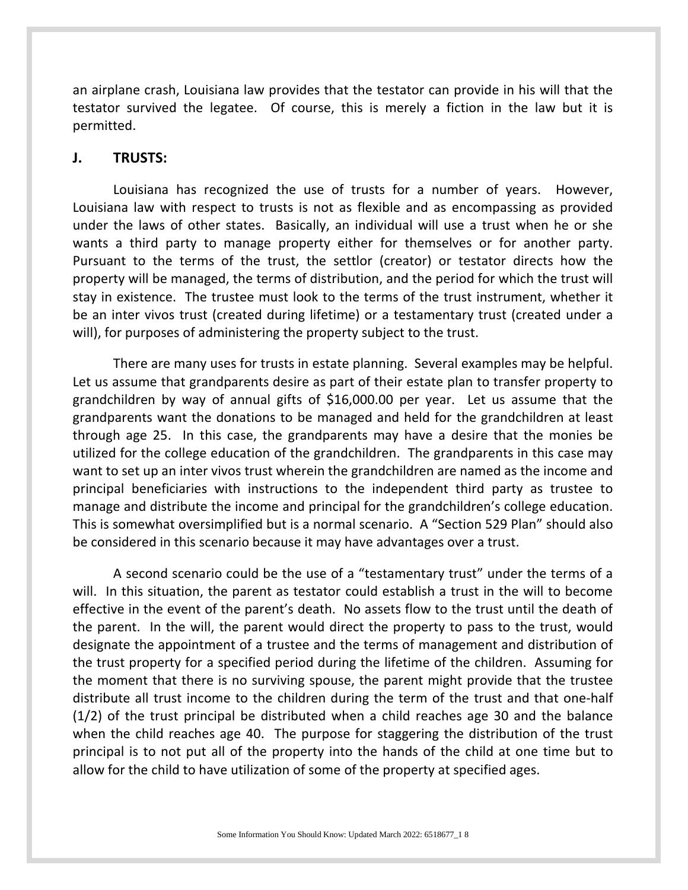an airplane crash, Louisiana law provides that the testator can provide in his will that the testator survived the legatee. Of course, this is merely a fiction in the law but it is permitted.

## J. TRUSTS:

Louisiana has recognized the use of trusts for a number of years. However, Louisiana law with respect to trusts is not as flexible and as encompassing as provided under the laws of other states. Basically, an individual will use a trust when he or she wants a third party to manage property either for themselves or for another party. Pursuant to the terms of the trust, the settlor (creator) or testator directs how the property will be managed, the terms of distribution, and the period for which the trust will stay in existence. The trustee must look to the terms of the trust instrument, whether it be an inter vivos trust (created during lifetime) or a testamentary trust (created under a will), for purposes of administering the property subject to the trust.

There are many uses for trusts in estate planning. Several examples may be helpful. Let us assume that grandparents desire as part of their estate plan to transfer property to grandchildren by way of annual gifts of $16,000.00 per year. Let us assume that the grandparents want the donations to be managed and held for the grandchildren at least through age 25. In this case, the grandparents may have a desire that the monies be utilized for the college education of the grandchildren. The grandparents in this case may want to set up an inter vivos trust wherein the grandchildren are named as the income and principal beneficiaries with instructions to the independent third party as trustee to manage and distribute the income and principal for the grandchildren's college education. This is somewhat oversimplified but is a normal scenario. A "Section 529 Plan" should also be considered in this scenario because it may have advantages over a trust.

A second scenario could be the use of a "testamentary trust" under the terms of a will. In this situation, the parent as testator could establish a trust in the will to become effective in the event of the parent's death. No assets flow to the trust until the death of the parent. In the will, the parent would direct the property to pass to the trust, would designate the appointment of a trustee and the terms of management and distribution of the trust property for a specified period during the lifetime of the children. Assuming for the moment that there is no surviving spouse, the parent might provide that the trustee distribute all trust income to the children during the term of the trust and that one-half (1/2) of the trust principal be distributed when a child reaches age 30 and the balance when the child reaches age 40. The purpose for staggering the distribution of the trust principal is to not put all of the property into the hands of the child at one time but to allow for the child to have utilization of some of the property at specified ages.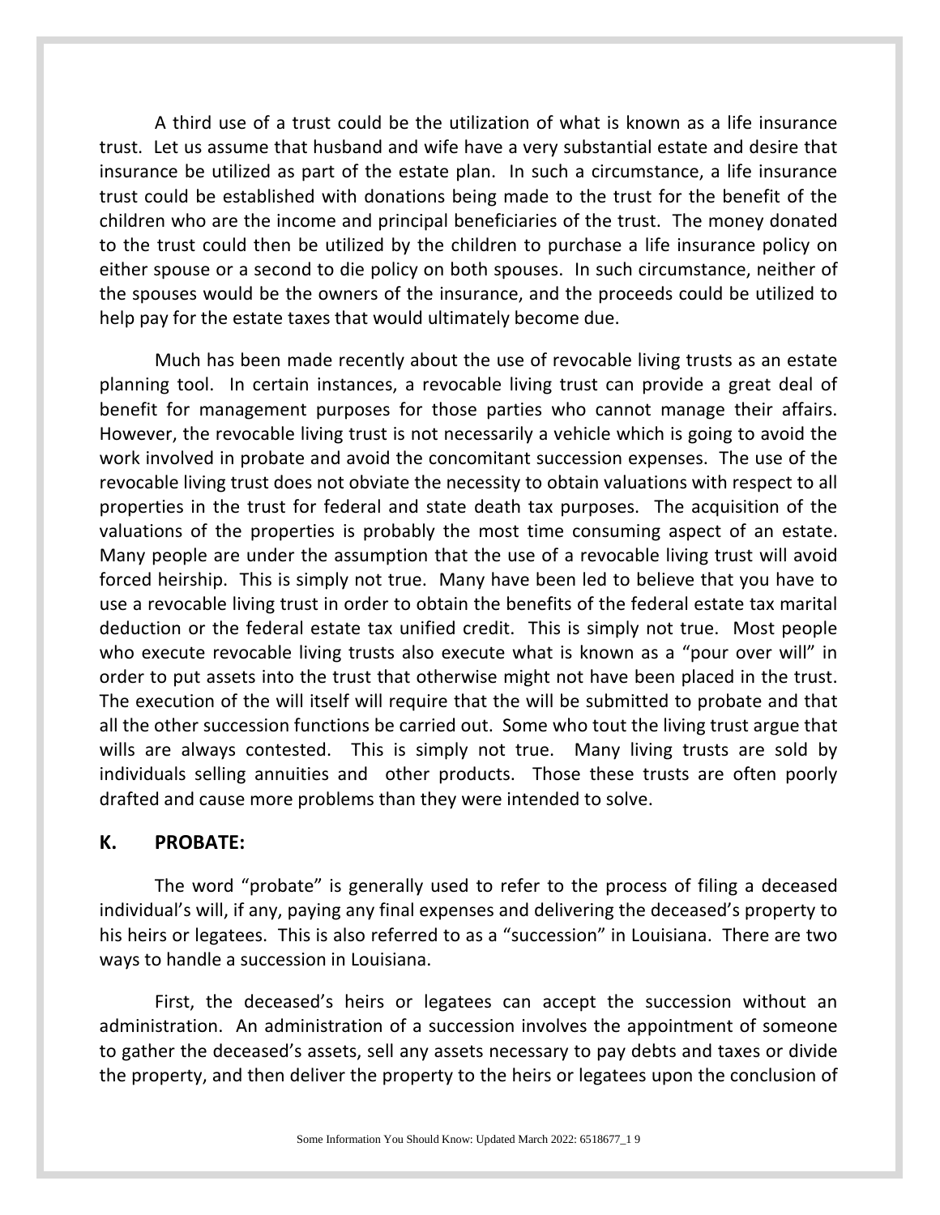A third use of a trust could be the utilization of what is known as a life insurance trust. Let us assume that husband and wife have a very substantial estate and desire that insurance be utilized as part of the estate plan. In such a circumstance, a life insurance trust could be established with donations being made to the trust for the benefit of the children who are the income and principal beneficiaries of the trust. The money donated to the trust could then be utilized by the children to purchase a life insurance policy on either spouse or a second to die policy on both spouses. In such circumstance, neither of the spouses would be the owners of the insurance, and the proceeds could be utilized to help pay for the estate taxes that would ultimately become due.

Much has been made recently about the use of revocable living trusts as an estate planning tool. In certain instances, a revocable living trust can provide a great deal of benefit for management purposes for those parties who cannot manage their affairs. However, the revocable living trust is not necessarily a vehicle which is going to avoid the work involved in probate and avoid the concomitant succession expenses. The use of the revocable living trust does not obviate the necessity to obtain valuations with respect to all properties in the trust for federal and state death tax purposes. The acquisition of the valuations of the properties is probably the most time consuming aspect of an estate. Many people are under the assumption that the use of a revocable living trust will avoid forced heirship. This is simply not true. Many have been led to believe that you have to use a revocable living trust in order to obtain the benefits of the federal estate tax marital deduction or the federal estate tax unified credit. This is simply not true. Most people who execute revocable living trusts also execute what is known as a "pour over will" in order to put assets into the trust that otherwise might not have been placed in the trust. The execution of the will itself will require that the will be submitted to probate and that all the other succession functions be carried out. Some who tout the living trust argue that wills are always contested. This is simply not true. Many living trusts are sold by individuals selling annuities and other products. Those these trusts are often poorly drafted and cause more problems than they were intended to solve.

## K. PROBATE:

The word "probate" is generally used to refer to the process of filing a deceased individual's will, if any, paying any final expenses and delivering the deceased's property to his heirs or legatees. This is also referred to as a "succession" in Louisiana. There are two ways to handle a succession in Louisiana.

First, the deceased's heirs or legatees can accept the succession without an administration. An administration of a succession involves the appointment of someone to gather the deceased's assets, sell any assets necessary to pay debts and taxes or divide the property, and then deliver the property to the heirs or legatees upon the conclusion of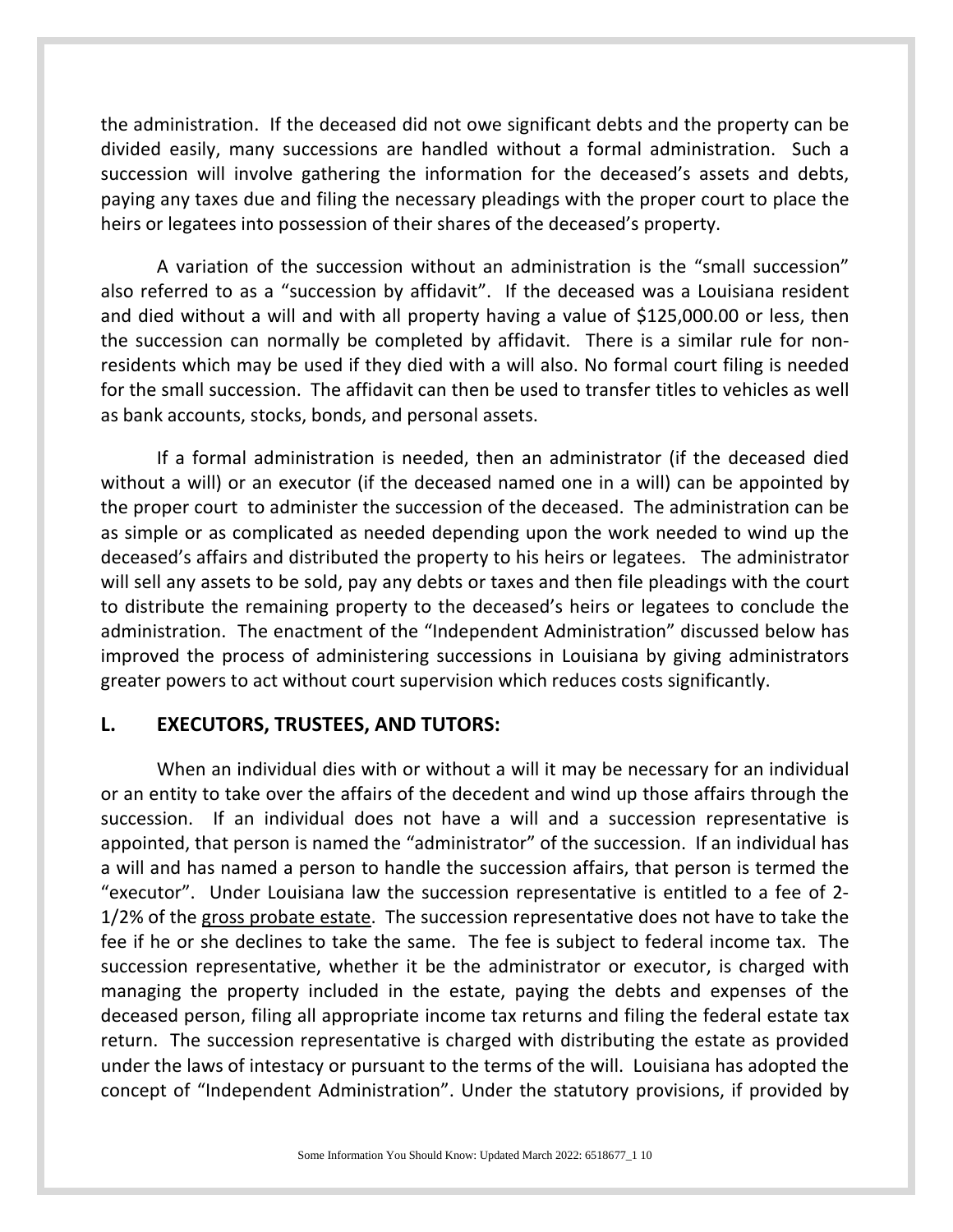the administration. If the deceased did not owe significant debts and the property can be divided easily, many successions are handled without a formal administration. Such a succession will involve gathering the information for the deceased's assets and debts, paying any taxes due and filing the necessary pleadings with the proper court to place the heirs or legatees into possession of their shares of the deceased's property.

A variation of the succession without an administration is the "small succession" also referred to as a "succession by affidavit". If the deceased was a Louisiana resident and died without a will and with all property having a value of $125,000.00 or less, then the succession can normally be completed by affidavit. There is a similar rule for non-residents which may be used if they died with a will also. No formal court filing is needed for the small succession. The affidavit can then be used to transfer titles to vehicles as well as bank accounts, stocks, bonds, and personal assets.

If a formal administration is needed, then an administrator (if the deceased died without a will) or an executor (if the deceased named one in a will) can be appointed by the proper court to administer the succession of the deceased. The administration can be as simple or as complicated as needed depending upon the work needed to wind up the deceased's affairs and distributed the property to his heirs or legatees. The administrator will sell any assets to be sold, pay any debts or taxes and then file pleadings with the court to distribute the remaining property to the deceased's heirs or legatees to conclude the administration. The enactment of the "Independent Administration" discussed below has improved the process of administering successions in Louisiana by giving administrators greater powers to act without court supervision which reduces costs significantly.

## L. EXECUTORS, TRUSTEES, AND TUTORS:

When an individual dies with or without a will it may be necessary for an individual or an entity to take over the affairs of the decedent and wind up those affairs through the succession. If an individual does not have a will and a succession representative is appointed, that person is named the "administrator" of the succession. If an individual has a will and has named a person to handle the succession affairs, that person is termed the "executor". Under Louisiana law the succession representative is entitled to a fee of 2-1/2% of the gross probate estate. The succession representative does not have to take the fee if he or she declines to take the same. The fee is subject to federal income tax. The succession representative, whether it be the administrator or executor, is charged with managing the property included in the estate, paying the debts and expenses of the deceased person, filing all appropriate income tax returns and filing the federal estate tax return. The succession representative is charged with distributing the estate as provided under the laws of intestacy or pursuant to the terms of the will. Louisiana has adopted the concept of "Independent Administration". Under the statutory provisions, if provided by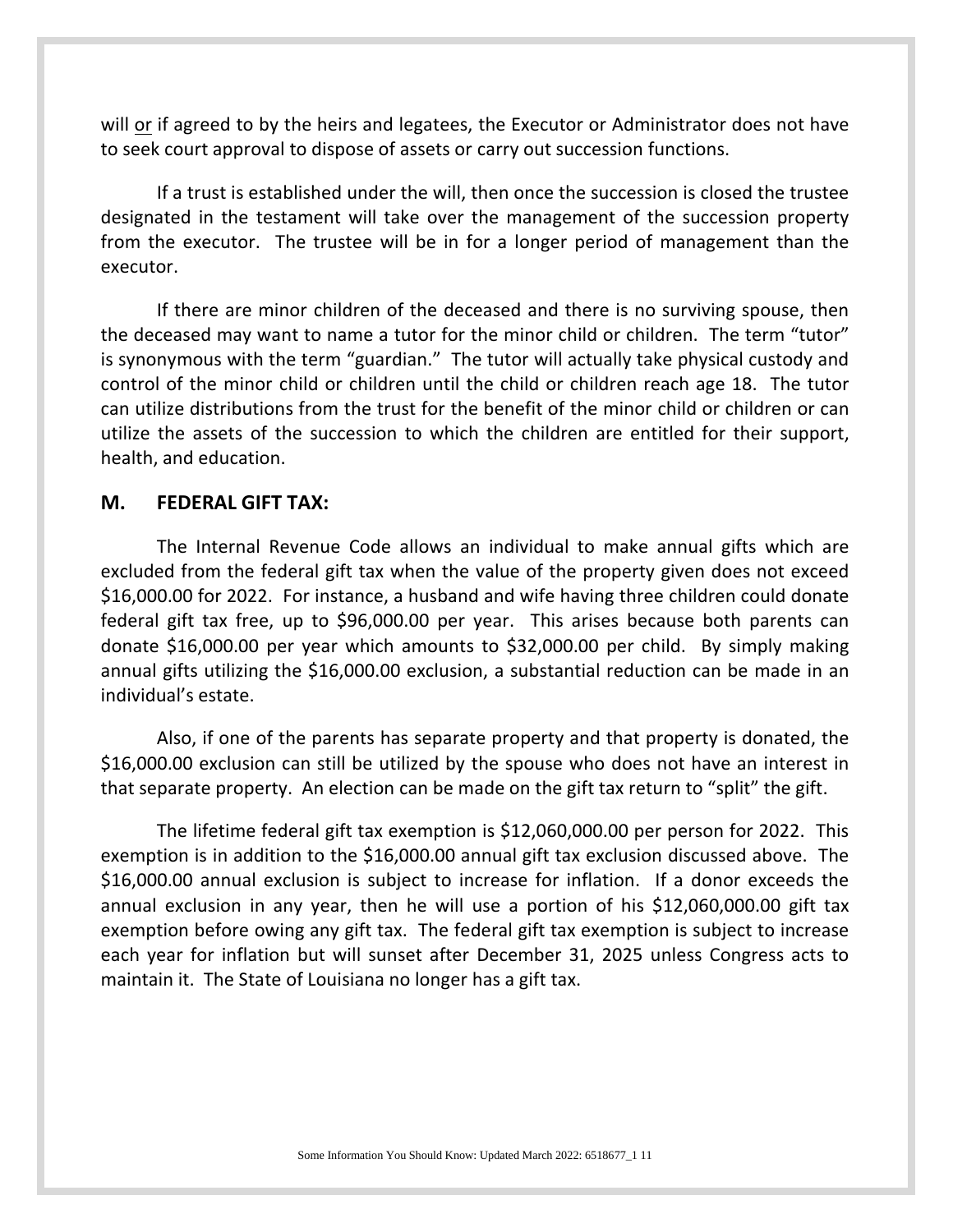will <u>or</u> if agreed to by the heirs and legatees, the Executor or Administrator does not have to seek court approval to dispose of assets or carry out succession functions.

If a trust is established under the will, then once the succession is closed the trustee designated in the testament will take over the management of the succession property from the executor. The trustee will be in for a longer period of management than the executor.

If there are minor children of the deceased and there is no surviving spouse, then the deceased may want to name a tutor for the minor child or children. The term "tutor" is synonymous with the term "guardian." The tutor will actually take physical custody and control of the minor child or children until the child or children reach age 18. The tutor can utilize distributions from the trust for the benefit of the minor child or children or can utilize the assets of the succession to which the children are entitled for their support, health, and education.

## M. FEDERAL GIFT TAX:

The Internal Revenue Code allows an individual to make annual gifts which are excluded from the federal gift tax when the value of the property given does not exceed \$16,000.00 for 2022. For instance, a husband and wife having three children could donate federal gift tax free, up to \$96,000.00 per year. This arises because both parents can donate \$16,000.00 per year which amounts to \$32,000.00 per child. By simply making annual gifts utilizing the \$16,000.00 exclusion, a substantial reduction can be made in an individual's estate.

Also, if one of the parents has separate property and that property is donated, the \$16,000.00 exclusion can still be utilized by the spouse who does not have an interest in that separate property. An election can be made on the gift tax return to "split" the gift.

The lifetime federal gift tax exemption is \$12,060,000.00 per person for 2022. This exemption is in addition to the \$16,000.00 annual gift tax exclusion discussed above. The \$16,000.00 annual exclusion is subject to increase for inflation. If a donor exceeds the annual exclusion in any year, then he will use a portion of his \$12,060,000.00 gift tax exemption before owing any gift tax. The federal gift tax exemption is subject to increase each year for inflation but will sunset after December 31, 2025 unless Congress acts to maintain it. The State of Louisiana no longer has a gift tax.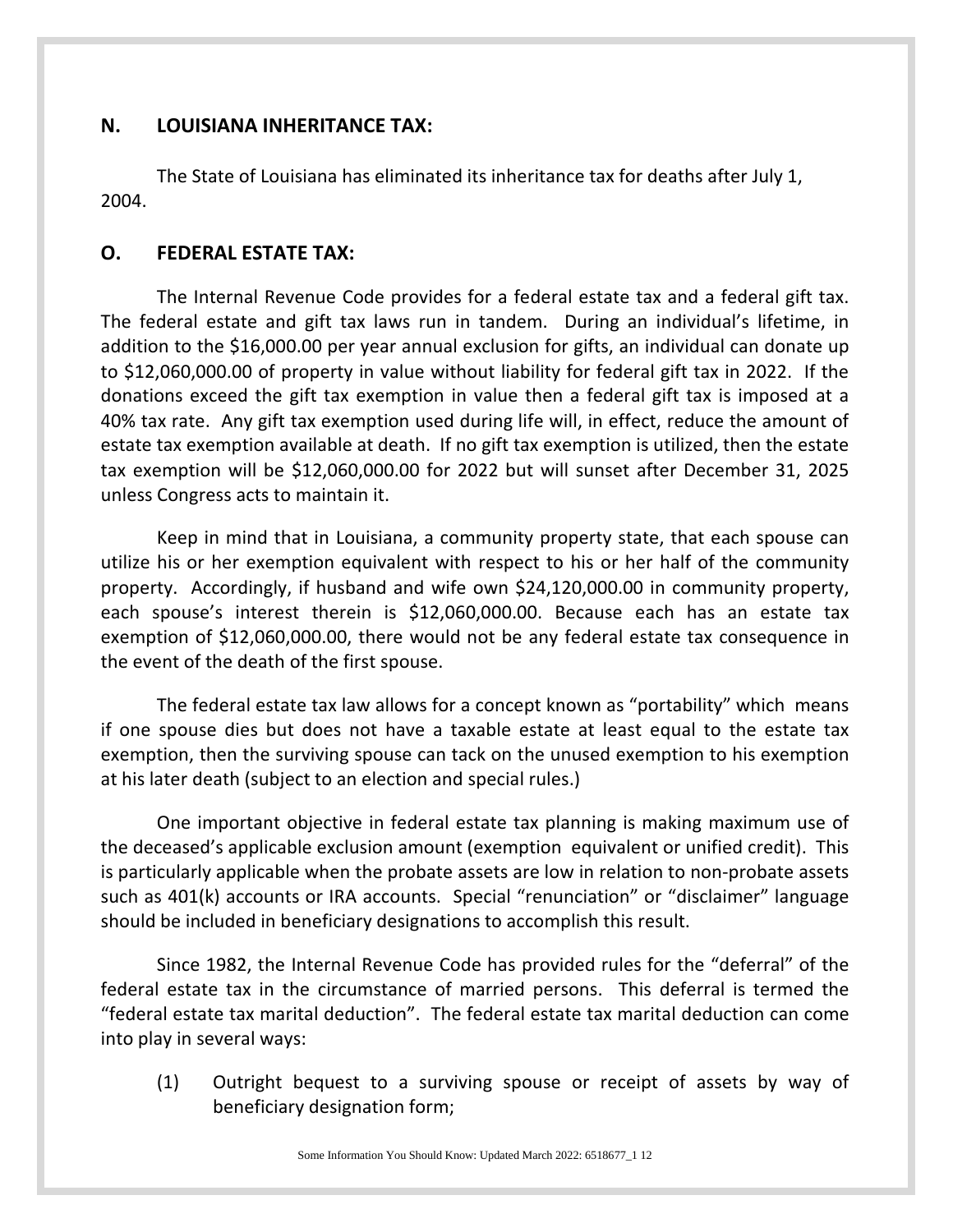## N. LOUISIANA INHERITANCE TAX:

The State of Louisiana has eliminated its inheritance tax for deaths after July 1, 2004.

## O. FEDERAL ESTATE TAX:

The Internal Revenue Code provides for a federal estate tax and a federal gift tax. The federal estate and gift tax laws run in tandem. During an individual's lifetime, in addition to the $16,000.00 per year annual exclusion for gifts, an individual can donate up to $12,060,000.00 of property in value without liability for federal gift tax in 2022. If the donations exceed the gift tax exemption in value then a federal gift tax is imposed at a 40% tax rate. Any gift tax exemption used during life will, in effect, reduce the amount of estate tax exemption available at death. If no gift tax exemption is utilized, then the estate tax exemption will be $12,060,000.00 for 2022 but will sunset after December 31, 2025 unless Congress acts to maintain it.

Keep in mind that in Louisiana, a community property state, that each spouse can utilize his or her exemption equivalent with respect to his or her half of the community property. Accordingly, if husband and wife own $24,120,000.00 in community property, each spouse's interest therein is $12,060,000.00. Because each has an estate tax exemption of $12,060,000.00, there would not be any federal estate tax consequence in the event of the death of the first spouse.

The federal estate tax law allows for a concept known as "portability" which means if one spouse dies but does not have a taxable estate at least equal to the estate tax exemption, then the surviving spouse can tack on the unused exemption to his exemption at his later death (subject to an election and special rules.)

One important objective in federal estate tax planning is making maximum use of the deceased's applicable exclusion amount (exemption equivalent or unified credit). This is particularly applicable when the probate assets are low in relation to non-probate assets such as 401(k) accounts or IRA accounts. Special "renunciation" or "disclaimer" language should be included in beneficiary designations to accomplish this result.

Since 1982, the Internal Revenue Code has provided rules for the "deferral" of the federal estate tax in the circumstance of married persons. This deferral is termed the "federal estate tax marital deduction". The federal estate tax marital deduction can come into play in several ways:

(1) Outright bequest to a surviving spouse or receipt of assets by way of beneficiary designation form;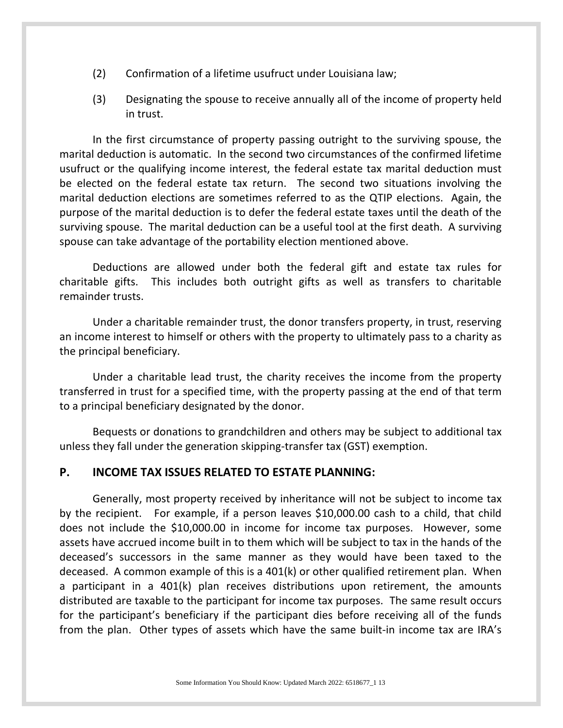(2) Confirmation of a lifetime usufruct under Louisiana law;

(3) Designating the spouse to receive annually all of the income of property held in trust.

In the first circumstance of property passing outright to the surviving spouse, the marital deduction is automatic. In the second two circumstances of the confirmed lifetime usufruct or the qualifying income interest, the federal estate tax marital deduction must be elected on the federal estate tax return. The second two situations involving the marital deduction elections are sometimes referred to as the QTIP elections. Again, the purpose of the marital deduction is to defer the federal estate taxes until the death of the surviving spouse. The marital deduction can be a useful tool at the first death. A surviving spouse can take advantage of the portability election mentioned above.

Deductions are allowed under both the federal gift and estate tax rules for charitable gifts. This includes both outright gifts as well as transfers to charitable remainder trusts.

Under a charitable remainder trust, the donor transfers property, in trust, reserving an income interest to himself or others with the property to ultimately pass to a charity as the principal beneficiary.

Under a charitable lead trust, the charity receives the income from the property transferred in trust for a specified time, with the property passing at the end of that term to a principal beneficiary designated by the donor.

Bequests or donations to grandchildren and others may be subject to additional tax unless they fall under the generation skipping-transfer tax (GST) exemption.

## P. INCOME TAX ISSUES RELATED TO ESTATE PLANNING:

Generally, most property received by inheritance will not be subject to income tax by the recipient. For example, if a person leaves $10,000.00 cash to a child, that child does not include the $10,000.00 in income for income tax purposes. However, some assets have accrued income built in to them which will be subject to tax in the hands of the deceased's successors in the same manner as they would have been taxed to the deceased. A common example of this is a 401(k) or other qualified retirement plan. When a participant in a 401(k) plan receives distributions upon retirement, the amounts distributed are taxable to the participant for income tax purposes. The same result occurs for the participant's beneficiary if the participant dies before receiving all of the funds from the plan. Other types of assets which have the same built-in income tax are IRA's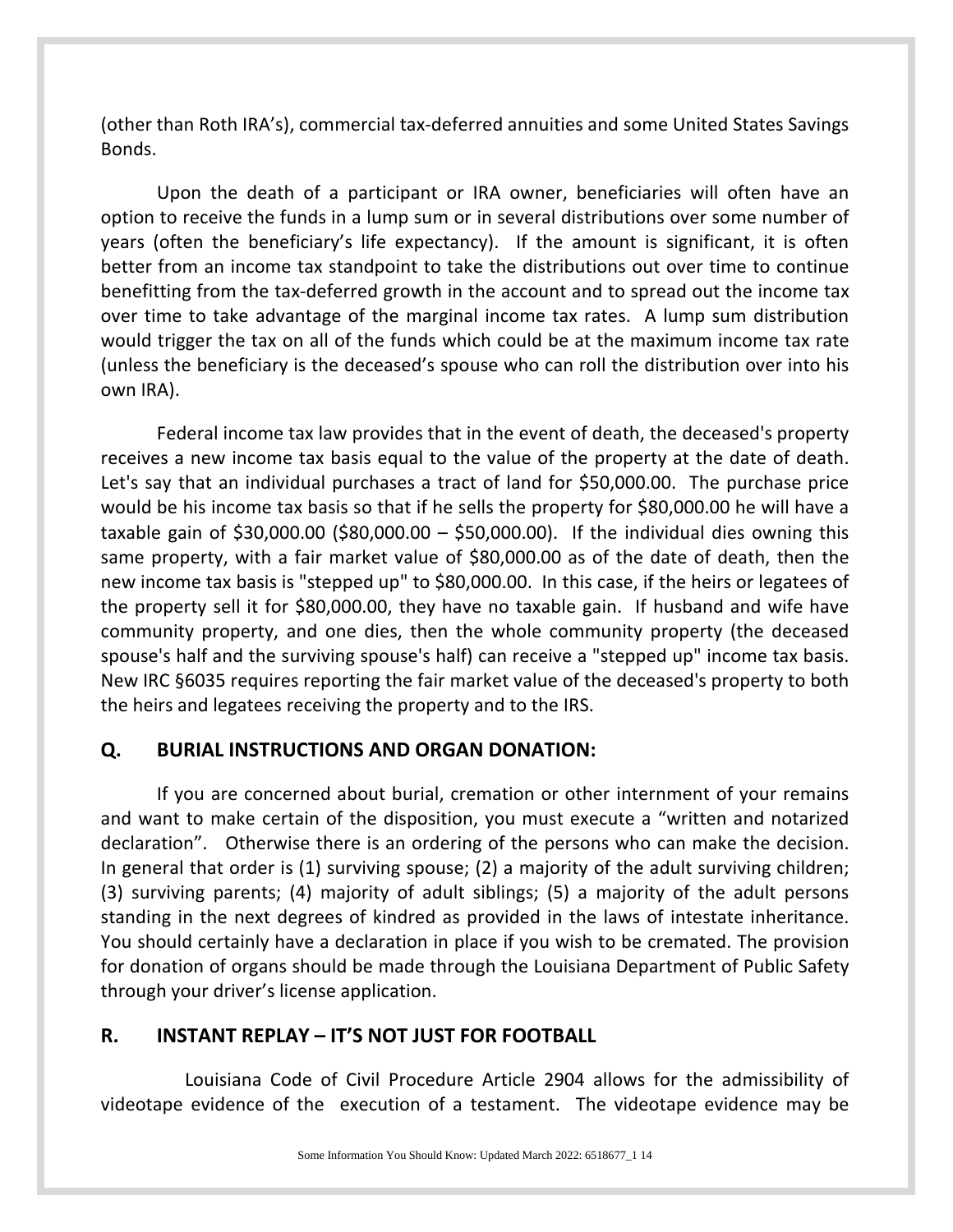(other than Roth IRA's), commercial tax-deferred annuities and some United States Savings Bonds.

Upon the death of a participant or IRA owner, beneficiaries will often have an option to receive the funds in a lump sum or in several distributions over some number of years (often the beneficiary's life expectancy). If the amount is significant, it is often better from an income tax standpoint to take the distributions out over time to continue benefitting from the tax-deferred growth in the account and to spread out the income tax over time to take advantage of the marginal income tax rates. A lump sum distribution would trigger the tax on all of the funds which could be at the maximum income tax rate (unless the beneficiary is the deceased's spouse who can roll the distribution over into his own IRA).

Federal income tax law provides that in the event of death, the deceased's property receives a new income tax basis equal to the value of the property at the date of death. Let's say that an individual purchases a tract of land for $50,000.00. The purchase price would be his income tax basis so that if he sells the property for $80,000.00 he will have a taxable gain of $30,000.00 ($80,000.00 – $50,000.00). If the individual dies owning this same property, with a fair market value of $80,000.00 as of the date of death, then the new income tax basis is "stepped up" to $80,000.00. In this case, if the heirs or legatees of the property sell it for $80,000.00, they have no taxable gain. If husband and wife have community property, and one dies, then the whole community property (the deceased spouse's half and the surviving spouse's half) can receive a "stepped up" income tax basis. New IRC §6035 requires reporting the fair market value of the deceased's property to both the heirs and legatees receiving the property and to the IRS.

## Q. BURIAL INSTRUCTIONS AND ORGAN DONATION:

If you are concerned about burial, cremation or other internment of your remains and want to make certain of the disposition, you must execute a "written and notarized declaration". Otherwise there is an ordering of the persons who can make the decision. In general that order is (1) surviving spouse; (2) a majority of the adult surviving children; (3) surviving parents; (4) majority of adult siblings; (5) a majority of the adult persons standing in the next degrees of kindred as provided in the laws of intestate inheritance. You should certainly have a declaration in place if you wish to be cremated. The provision for donation of organs should be made through the Louisiana Department of Public Safety through your driver's license application.

## R. INSTANT REPLAY – IT'S NOT JUST FOR FOOTBALL

Louisiana Code of Civil Procedure Article 2904 allows for the admissibility of videotape evidence of the execution of a testament. The videotape evidence may be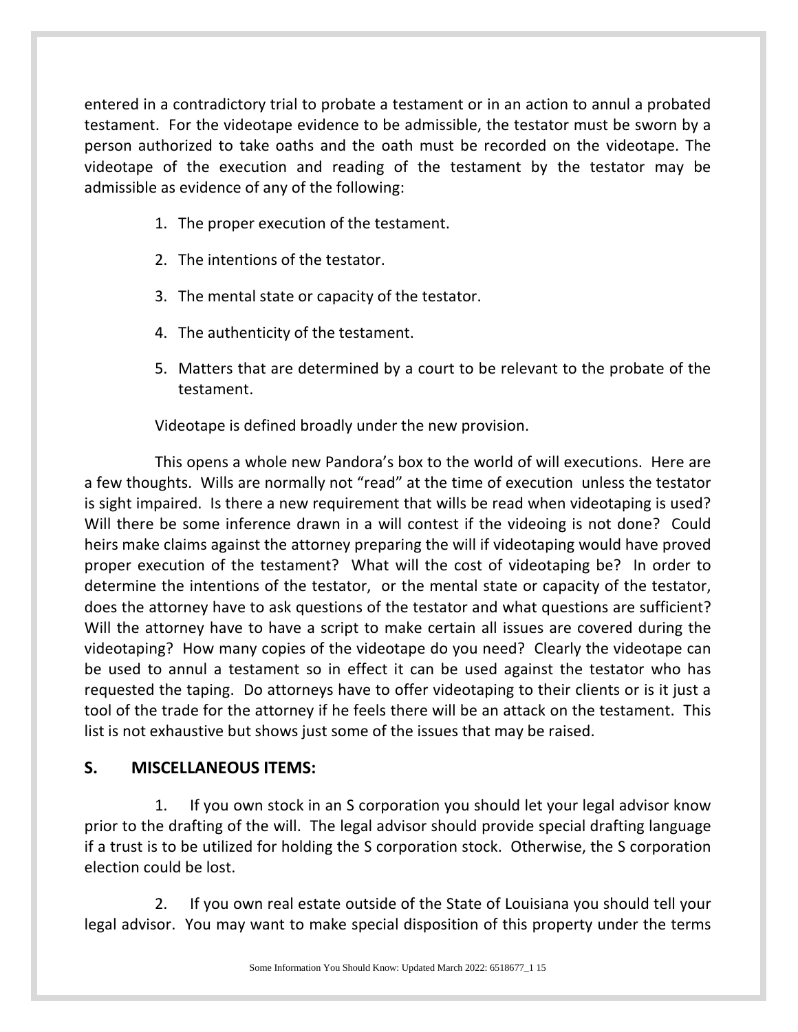entered in a contradictory trial to probate a testament or in an action to annul a probated testament. For the videotape evidence to be admissible, the testator must be sworn by a person authorized to take oaths and the oath must be recorded on the videotape. The videotape of the execution and reading of the testament by the testator may be admissible as evidence of any of the following:

1. The proper execution of the testament.
2. The intentions of the testator.
3. The mental state or capacity of the testator.
4. The authenticity of the testament.
5. Matters that are determined by a court to be relevant to the probate of the testament.

Videotape is defined broadly under the new provision.

This opens a whole new Pandora's box to the world of will executions. Here are a few thoughts. Wills are normally not "read" at the time of execution unless the testator is sight impaired. Is there a new requirement that wills be read when videotaping is used? Will there be some inference drawn in a will contest if the videoing is not done? Could heirs make claims against the attorney preparing the will if videotaping would have proved proper execution of the testament? What will the cost of videotaping be? In order to determine the intentions of the testator, or the mental state or capacity of the testator, does the attorney have to ask questions of the testator and what questions are sufficient? Will the attorney have to have a script to make certain all issues are covered during the videotaping? How many copies of the videotape do you need? Clearly the videotape can be used to annul a testament so in effect it can be used against the testator who has requested the taping. Do attorneys have to offer videotaping to their clients or is it just a tool of the trade for the attorney if he feels there will be an attack on the testament. This list is not exhaustive but shows just some of the issues that may be raised.

## S. MISCELLANEOUS ITEMS:

1. If you own stock in an S corporation you should let your legal advisor know prior to the drafting of the will. The legal advisor should provide special drafting language if a trust is to be utilized for holding the S corporation stock. Otherwise, the S corporation election could be lost.

2. If you own real estate outside of the State of Louisiana you should tell your legal advisor. You may want to make special disposition of this property under the terms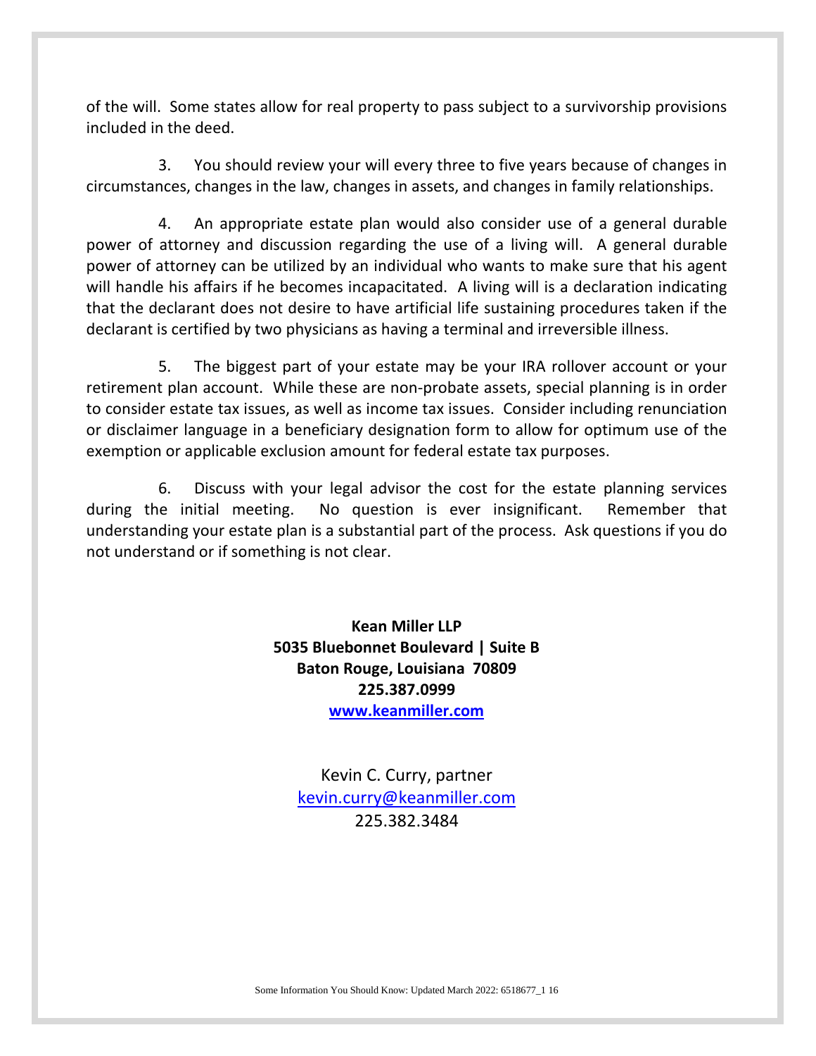of the will. Some states allow for real property to pass subject to a survivorship provisions included in the deed.

3. You should review your will every three to five years because of changes in circumstances, changes in the law, changes in assets, and changes in family relationships.

4. An appropriate estate plan would also consider use of a general durable power of attorney and discussion regarding the use of a living will. A general durable power of attorney can be utilized by an individual who wants to make sure that his agent will handle his affairs if he becomes incapacitated. A living will is a declaration indicating that the declarant does not desire to have artificial life sustaining procedures taken if the declarant is certified by two physicians as having a terminal and irreversible illness.

5. The biggest part of your estate may be your IRA rollover account or your retirement plan account. While these are non-probate assets, special planning is in order to consider estate tax issues, as well as income tax issues. Consider including renunciation or disclaimer language in a beneficiary designation form to allow for optimum use of the exemption or applicable exclusion amount for federal estate tax purposes.

6. Discuss with your legal advisor the cost for the estate planning services during the initial meeting. No question is ever insignificant. Remember that understanding your estate plan is a substantial part of the process. Ask questions if you do not understand or if something is not clear.

**Kean Miller LLP**
**5035 Bluebonnet Boulevard | Suite B**
**Baton Rouge, Louisiana 70809**
**225.387.0999**
**[www.keanmiller.com](www.keanmiller.com)**

Kevin C. Curry, partner
[kevin.curry@keanmiller.com](mailto:kevin.curry@keanmiller.com)
225.382.3484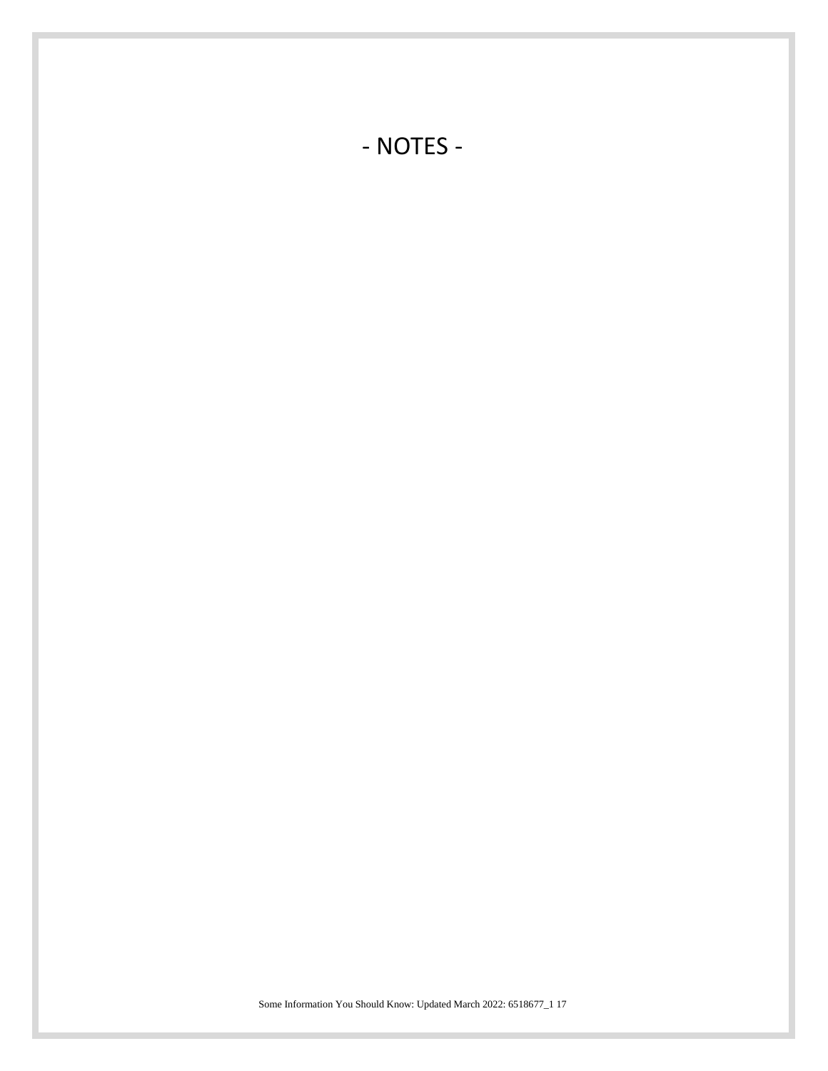# - NOTES -